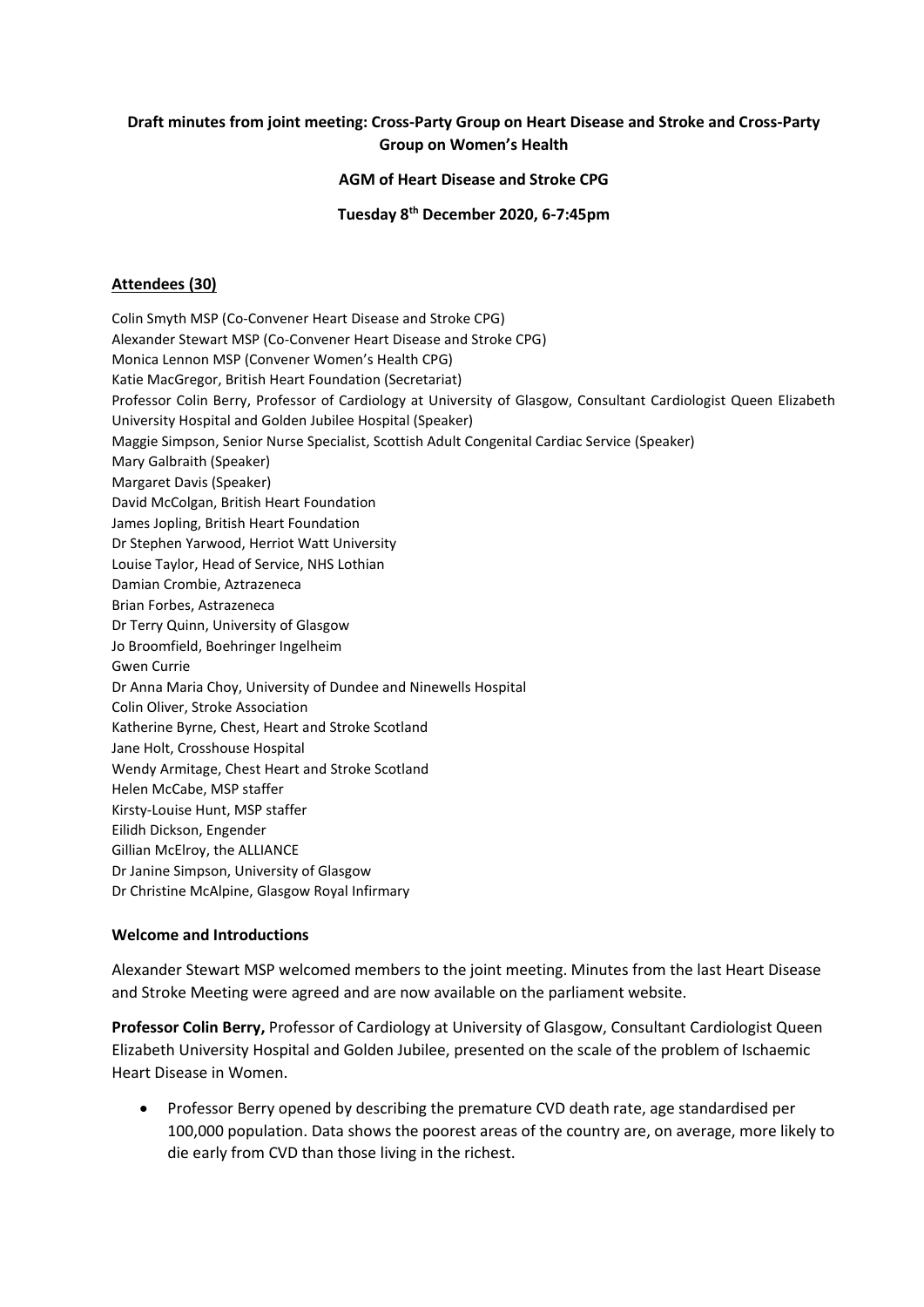**Draft minutes from joint meeting: Cross-Party Group on Heart Disease and Stroke and Cross-Party Group on Women's Health**

**AGM of Heart Disease and Stroke CPG**

**Tuesday 8th December 2020, 6-7:45pm**

## Attendees (30)

Colin Smyth MSP (Co-Convener Heart Disease and Stroke CPG)
Alexander Stewart MSP (Co-Convener Heart Disease and Stroke CPG)
Monica Lennon MSP (Convener Women's Health CPG)
Katie MacGregor, British Heart Foundation (Secretariat)
Professor Colin Berry, Professor of Cardiology at University of Glasgow, Consultant Cardiologist Queen Elizabeth University Hospital and Golden Jubilee Hospital (Speaker)
Maggie Simpson, Senior Nurse Specialist, Scottish Adult Congenital Cardiac Service (Speaker)
Mary Galbraith (Speaker)
Margaret Davis (Speaker)
David McColgan, British Heart Foundation
James Jopling, British Heart Foundation
Dr Stephen Yarwood, Herriot Watt University
Louise Taylor, Head of Service, NHS Lothian
Damian Crombie, Aztrazeneca
Brian Forbes, Astrazeneca
Dr Terry Quinn, University of Glasgow
Jo Broomfield, Boehringer Ingelheim
Gwen Currie
Dr Anna Maria Choy, University of Dundee and Ninewells Hospital
Colin Oliver, Stroke Association
Katherine Byrne, Chest, Heart and Stroke Scotland
Jane Holt, Crosshouse Hospital
Wendy Armitage, Chest Heart and Stroke Scotland
Helen McCabe, MSP staffer
Kirsty-Louise Hunt, MSP staffer
Eilidh Dickson, Engender
Gillian McElroy, the ALLIANCE
Dr Janine Simpson, University of Glasgow
Dr Christine McAlpine, Glasgow Royal Infirmary

### Welcome and Introductions

Alexander Stewart MSP welcomed members to the joint meeting. Minutes from the last Heart Disease and Stroke Meeting were agreed and are now available on the parliament website.

**Professor Colin Berry,** Professor of Cardiology at University of Glasgow, Consultant Cardiologist Queen Elizabeth University Hospital and Golden Jubilee, presented on the scale of the problem of Ischaemic Heart Disease in Women.

- Professor Berry opened by describing the premature CVD death rate, age standardised per 100,000 population. Data shows the poorest areas of the country are, on average, more likely to die early from CVD than those living in the richest.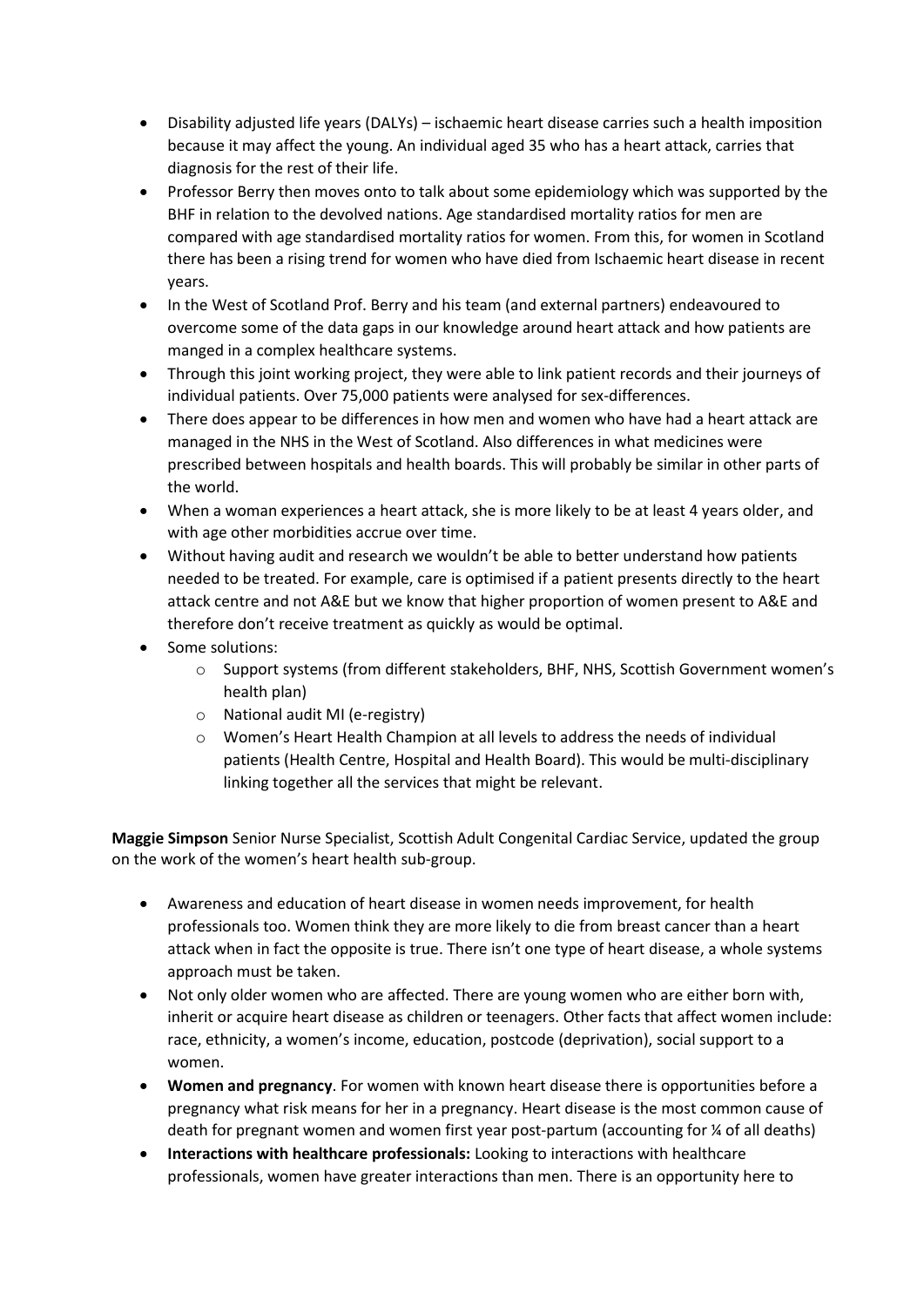- Disability adjusted life years (DALYs) – ischaemic heart disease carries such a health imposition because it may affect the young. An individual aged 35 who has a heart attack, carries that diagnosis for the rest of their life.
- Professor Berry then moves onto to talk about some epidemiology which was supported by the BHF in relation to the devolved nations. Age standardised mortality ratios for men are compared with age standardised mortality ratios for women. From this, for women in Scotland there has been a rising trend for women who have died from Ischaemic heart disease in recent years.
- In the West of Scotland Prof. Berry and his team (and external partners) endeavoured to overcome some of the data gaps in our knowledge around heart attack and how patients are manged in a complex healthcare systems.
- Through this joint working project, they were able to link patient records and their journeys of individual patients. Over 75,000 patients were analysed for sex-differences.
- There does appear to be differences in how men and women who have had a heart attack are managed in the NHS in the West of Scotland. Also differences in what medicines were prescribed between hospitals and health boards. This will probably be similar in other parts of the world.
- When a woman experiences a heart attack, she is more likely to be at least 4 years older, and with age other morbidities accrue over time.
- Without having audit and research we wouldn't be able to better understand how patients needed to be treated. For example, care is optimised if a patient presents directly to the heart attack centre and not A&E but we know that higher proportion of women present to A&E and therefore don't receive treatment as quickly as would be optimal.
- Some solutions:
    - Support systems (from different stakeholders, BHF, NHS, Scottish Government women's health plan)
    - National audit MI (e-registry)
    - Women's Heart Health Champion at all levels to address the needs of individual patients (Health Centre, Hospital and Health Board). This would be multi-disciplinary linking together all the services that might be relevant.

**Maggie Simpson** Senior Nurse Specialist, Scottish Adult Congenital Cardiac Service, updated the group on the work of the women's heart health sub-group.

- Awareness and education of heart disease in women needs improvement, for health professionals too. Women think they are more likely to die from breast cancer than a heart attack when in fact the opposite is true. There isn't one type of heart disease, a whole systems approach must be taken.
- Not only older women who are affected. There are young women who are either born with, inherit or acquire heart disease as children or teenagers. Other facts that affect women include: race, ethnicity, a women's income, education, postcode (deprivation), social support to a women.
- **Women and pregnancy**. For women with known heart disease there is opportunities before a pregnancy what risk means for her in a pregnancy. Heart disease is the most common cause of death for pregnant women and women first year post-partum (accounting for ¼ of all deaths)
- **Interactions with healthcare professionals:** Looking to interactions with healthcare professionals, women have greater interactions than men. There is an opportunity here to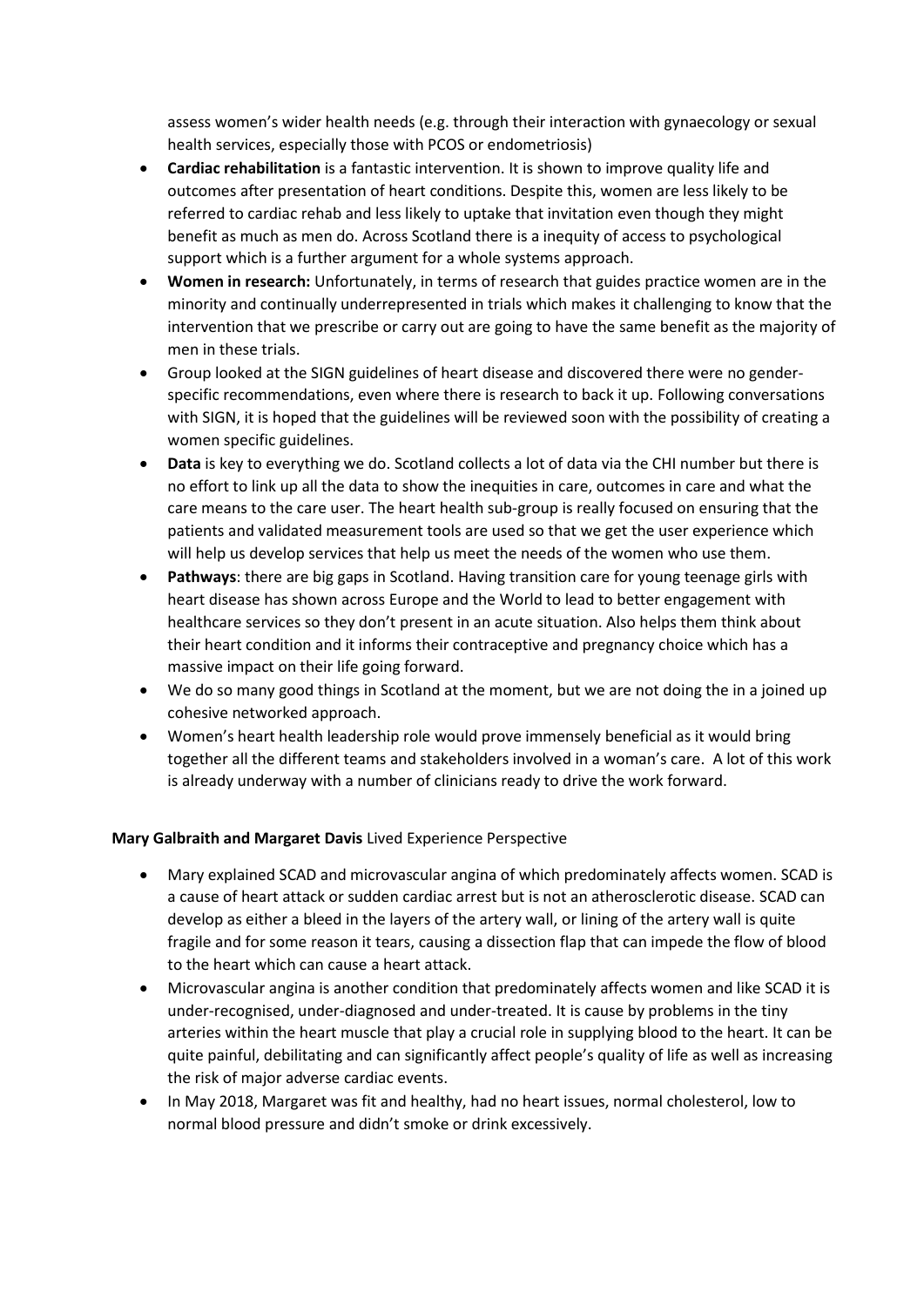assess women's wider health needs (e.g. through their interaction with gynaecology or sexual health services, especially those with PCOS or endometriosis)

- **Cardiac rehabilitation** is a fantastic intervention. It is shown to improve quality life and outcomes after presentation of heart conditions. Despite this, women are less likely to be referred to cardiac rehab and less likely to uptake that invitation even though they might benefit as much as men do. Across Scotland there is a inequity of access to psychological support which is a further argument for a whole systems approach.
- **Women in research:** Unfortunately, in terms of research that guides practice women are in the minority and continually underrepresented in trials which makes it challenging to know that the intervention that we prescribe or carry out are going to have the same benefit as the majority of men in these trials.
- Group looked at the SIGN guidelines of heart disease and discovered there were no gender-specific recommendations, even where there is research to back it up. Following conversations with SIGN, it is hoped that the guidelines will be reviewed soon with the possibility of creating a women specific guidelines.
- **Data** is key to everything we do. Scotland collects a lot of data via the CHI number but there is no effort to link up all the data to show the inequities in care, outcomes in care and what the care means to the care user. The heart health sub-group is really focused on ensuring that the patients and validated measurement tools are used so that we get the user experience which will help us develop services that help us meet the needs of the women who use them.
- **Pathways**: there are big gaps in Scotland. Having transition care for young teenage girls with heart disease has shown across Europe and the World to lead to better engagement with healthcare services so they don't present in an acute situation. Also helps them think about their heart condition and it informs their contraceptive and pregnancy choice which has a massive impact on their life going forward.
- We do so many good things in Scotland at the moment, but we are not doing the in a joined up cohesive networked approach.
- Women's heart health leadership role would prove immensely beneficial as it would bring together all the different teams and stakeholders involved in a woman's care. A lot of this work is already underway with a number of clinicians ready to drive the work forward.

**Mary Galbraith and Margaret Davis** Lived Experience Perspective

- Mary explained SCAD and microvascular angina of which predominately affects women. SCAD is a cause of heart attack or sudden cardiac arrest but is not an atherosclerotic disease. SCAD can develop as either a bleed in the layers of the artery wall, or lining of the artery wall is quite fragile and for some reason it tears, causing a dissection flap that can impede the flow of blood to the heart which can cause a heart attack.
- Microvascular angina is another condition that predominately affects women and like SCAD it is under-recognised, under-diagnosed and under-treated. It is cause by problems in the tiny arteries within the heart muscle that play a crucial role in supplying blood to the heart. It can be quite painful, debilitating and can significantly affect people's quality of life as well as increasing the risk of major adverse cardiac events.
- In May 2018, Margaret was fit and healthy, had no heart issues, normal cholesterol, low to normal blood pressure and didn't smoke or drink excessively.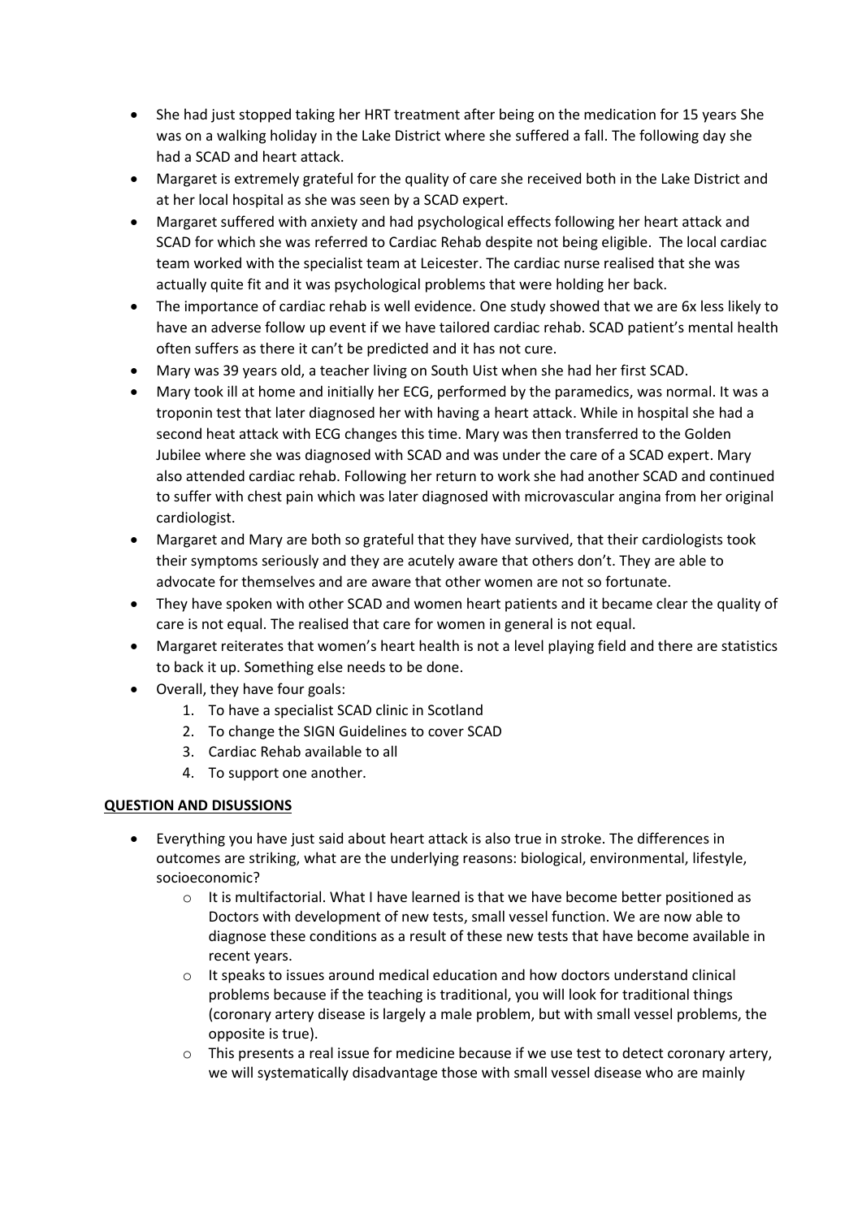- She had just stopped taking her HRT treatment after being on the medication for 15 years She was on a walking holiday in the Lake District where she suffered a fall. The following day she had a SCAD and heart attack.
- Margaret is extremely grateful for the quality of care she received both in the Lake District and at her local hospital as she was seen by a SCAD expert.
- Margaret suffered with anxiety and had psychological effects following her heart attack and SCAD for which she was referred to Cardiac Rehab despite not being eligible. The local cardiac team worked with the specialist team at Leicester. The cardiac nurse realised that she was actually quite fit and it was psychological problems that were holding her back.
- The importance of cardiac rehab is well evidence. One study showed that we are 6x less likely to have an adverse follow up event if we have tailored cardiac rehab. SCAD patient's mental health often suffers as there it can't be predicted and it has not cure.
- Mary was 39 years old, a teacher living on South Uist when she had her first SCAD.
- Mary took ill at home and initially her ECG, performed by the paramedics, was normal. It was a troponin test that later diagnosed her with having a heart attack. While in hospital she had a second heat attack with ECG changes this time. Mary was then transferred to the Golden Jubilee where she was diagnosed with SCAD and was under the care of a SCAD expert. Mary also attended cardiac rehab. Following her return to work she had another SCAD and continued to suffer with chest pain which was later diagnosed with microvascular angina from her original cardiologist.
- Margaret and Mary are both so grateful that they have survived, that their cardiologists took their symptoms seriously and they are acutely aware that others don't. They are able to advocate for themselves and are aware that other women are not so fortunate.
- They have spoken with other SCAD and women heart patients and it became clear the quality of care is not equal. The realised that care for women in general is not equal.
- Margaret reiterates that women's heart health is not a level playing field and there are statistics to back it up. Something else needs to be done.
- Overall, they have four goals:
  1. To have a specialist SCAD clinic in Scotland
  2. To change the SIGN Guidelines to cover SCAD
  3. Cardiac Rehab available to all
  4. To support one another.

**<u>QUESTION AND DISUSSIONS</u>**

- Everything you have just said about heart attack is also true in stroke. The differences in outcomes are striking, what are the underlying reasons: biological, environmental, lifestyle, socioeconomic?
  - It is multifactorial. What I have learned is that we have become better positioned as Doctors with development of new tests, small vessel function. We are now able to diagnose these conditions as a result of these new tests that have become available in recent years.
  - It speaks to issues around medical education and how doctors understand clinical problems because if the teaching is traditional, you will look for traditional things (coronary artery disease is largely a male problem, but with small vessel problems, the opposite is true).
  - This presents a real issue for medicine because if we use test to detect coronary artery, we will systematically disadvantage those with small vessel disease who are mainly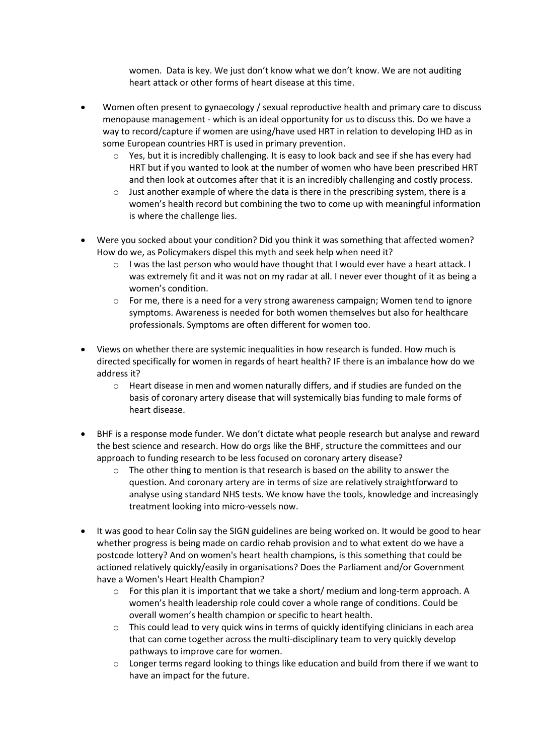women. Data is key. We just don't know what we don't know. We are not auditing heart attack or other forms of heart disease at this time.

- Women often present to gynaecology / sexual reproductive health and primary care to discuss menopause management - which is an ideal opportunity for us to discuss this. Do we have a way to record/capture if women are using/have used HRT in relation to developing IHD as in some European countries HRT is used in primary prevention.
  - Yes, but it is incredibly challenging. It is easy to look back and see if she has every had HRT but if you wanted to look at the number of women who have been prescribed HRT and then look at outcomes after that it is an incredibly challenging and costly process.
  - Just another example of where the data is there in the prescribing system, there is a women's health record but combining the two to come up with meaningful information is where the challenge lies.

- Were you socked about your condition? Did you think it was something that affected women? How do we, as Policymakers dispel this myth and seek help when need it?
  - I was the last person who would have thought that I would ever have a heart attack. I was extremely fit and it was not on my radar at all. I never ever thought of it as being a women's condition.
  - For me, there is a need for a very strong awareness campaign; Women tend to ignore symptoms. Awareness is needed for both women themselves but also for healthcare professionals. Symptoms are often different for women too.

- Views on whether there are systemic inequalities in how research is funded. How much is directed specifically for women in regards of heart health? IF there is an imbalance how do we address it?
  - Heart disease in men and women naturally differs, and if studies are funded on the basis of coronary artery disease that will systemically bias funding to male forms of heart disease.

- BHF is a response mode funder. We don't dictate what people research but analyse and reward the best science and research. How do orgs like the BHF, structure the committees and our approach to funding research to be less focused on coronary artery disease?
  - The other thing to mention is that research is based on the ability to answer the question. And coronary artery are in terms of size are relatively straightforward to analyse using standard NHS tests. We know have the tools, knowledge and increasingly treatment looking into micro-vessels now.

- It was good to hear Colin say the SIGN guidelines are being worked on. It would be good to hear whether progress is being made on cardio rehab provision and to what extent do we have a postcode lottery? And on women's heart health champions, is this something that could be actioned relatively quickly/easily in organisations? Does the Parliament and/or Government have a Women's Heart Health Champion?
  - For this plan it is important that we take a short/ medium and long-term approach. A women's health leadership role could cover a whole range of conditions. Could be overall women's health champion or specific to heart health.
  - This could lead to very quick wins in terms of quickly identifying clinicians in each area that can come together across the multi-disciplinary team to very quickly develop pathways to improve care for women.
  - Longer terms regard looking to things like education and build from there if we want to have an impact for the future.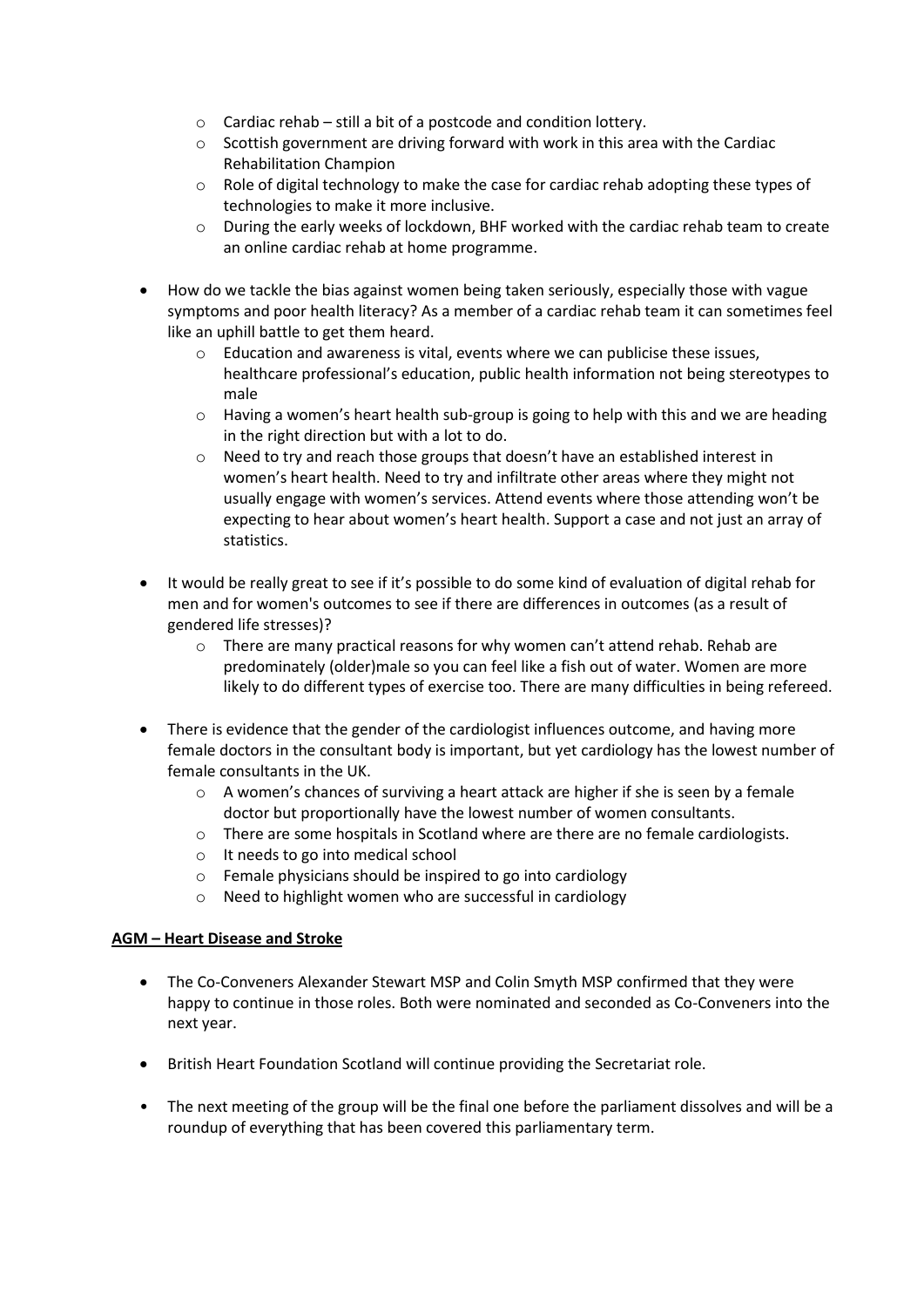- Cardiac rehab – still a bit of a postcode and condition lottery.
  - Scottish government are driving forward with work in this area with the Cardiac Rehabilitation Champion
  - Role of digital technology to make the case for cardiac rehab adopting these types of technologies to make it more inclusive.
  - During the early weeks of lockdown, BHF worked with the cardiac rehab team to create an online cardiac rehab at home programme.

- How do we tackle the bias against women being taken seriously, especially those with vague symptoms and poor health literacy? As a member of a cardiac rehab team it can sometimes feel like an uphill battle to get them heard.
  - Education and awareness is vital, events where we can publicise these issues, healthcare professional's education, public health information not being stereotypes to male
  - Having a women's heart health sub-group is going to help with this and we are heading in the right direction but with a lot to do.
  - Need to try and reach those groups that doesn't have an established interest in women's heart health. Need to try and infiltrate other areas where they might not usually engage with women's services. Attend events where those attending won't be expecting to hear about women's heart health. Support a case and not just an array of statistics.

- It would be really great to see if it's possible to do some kind of evaluation of digital rehab for men and for women's outcomes to see if there are differences in outcomes (as a result of gendered life stresses)?
  - There are many practical reasons for why women can't attend rehab. Rehab are predominately (older)male so you can feel like a fish out of water. Women are more likely to do different types of exercise too. There are many difficulties in being refereed.

- There is evidence that the gender of the cardiologist influences outcome, and having more female doctors in the consultant body is important, but yet cardiology has the lowest number of female consultants in the UK.
  - A women's chances of surviving a heart attack are higher if she is seen by a female doctor but proportionally have the lowest number of women consultants.
  - There are some hospitals in Scotland where are there are no female cardiologists.
  - It needs to go into medical school
  - Female physicians should be inspired to go into cardiology
  - Need to highlight women who are successful in cardiology

**AGM – Heart Disease and Stroke**

- The Co-Conveners Alexander Stewart MSP and Colin Smyth MSP confirmed that they were happy to continue in those roles. Both were nominated and seconded as Co-Conveners into the next year.

- British Heart Foundation Scotland will continue providing the Secretariat role.

- The next meeting of the group will be the final one before the parliament dissolves and will be a roundup of everything that has been covered this parliamentary term.